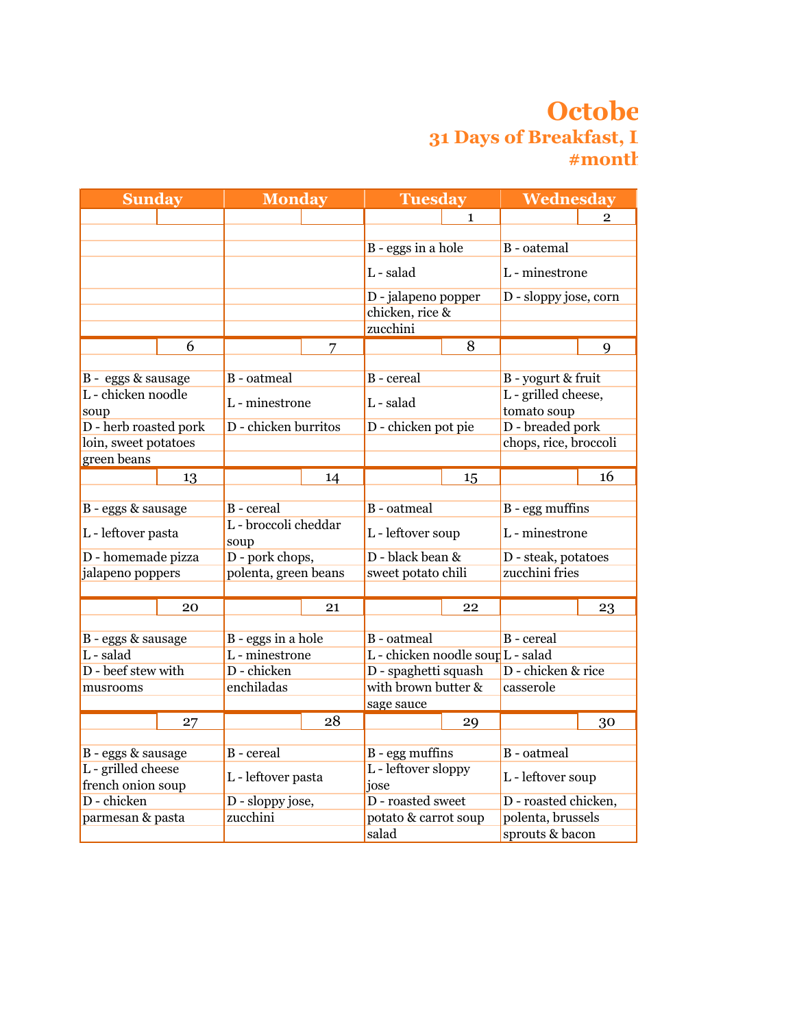# Octobe

## 31 Days of Breakfast, I

## #montl

| Sunday | Monday | Tuesday | Wednesday |
|---|---|---|---|
| | | 1 | 2 |
| | | B - eggs in a hole<br>L - salad<br>D - jalapeno popper chicken, rice & zucchini | B - oatemal<br>L - minestrone<br>D - sloppy jose, corn |
| 6 | 7 | 8 | 9 |
| B - eggs & sausage<br>L - chicken noodle soup<br>D - herb roasted pork loin, sweet potatoes green beans | B - oatmeal<br>L - minestrone<br>D - chicken burritos | B - cereal<br>L - salad<br>D - chicken pot pie | B - yogurt & fruit<br>L - grilled cheese, tomato soup<br>D - breaded pork chops, rice, broccoli |
| 13 | 14 | 15 | 16 |
| B - eggs & sausage<br>L - leftover pasta<br>D - homemade pizza jalapeno poppers | B - cereal<br>L - broccoli cheddar soup<br>D - pork chops, polenta, green beans | B - oatmeal<br>L - leftover soup<br>D - black bean & sweet potato chili | B - egg muffins<br>L - minestrone<br>D - steak, potatoes zucchini fries |
| 20 | 21 | 22 | 23 |
| B - eggs & sausage<br>L - salad<br>D - beef stew with musrooms | B - eggs in a hole<br>L - minestrone<br>D - chicken enchiladas | B - oatmeal<br>L - chicken noodle soup<br>D - spaghetti squash with brown butter & sage sauce | B - cereal<br>L - salad<br>D - chicken & rice casserole |
| 27 | 28 | 29 | 30 |
| B - eggs & sausage<br>L - grilled cheese french onion soup<br>D - chicken parmesan & pasta | B - cereal<br>L - leftover pasta<br>D - sloppy jose, zucchini | B - egg muffins<br>L - leftover sloppy jose<br>D - roasted sweet potato & carrot soup salad | B - oatmeal<br>L - leftover soup<br>D - roasted chicken, polenta, brussels sprouts & bacon |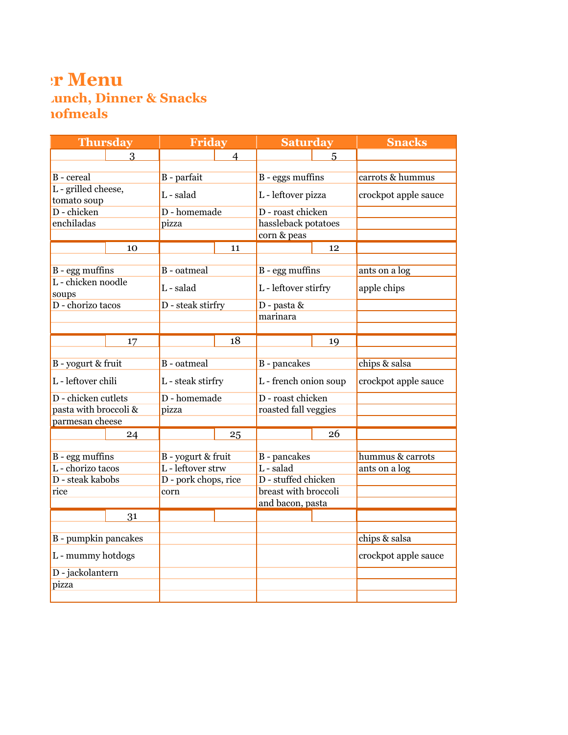# r Menu

## unch, Dinner & Snacks

## ofmeals

| Thursday | Friday | Saturday | Snacks |
|---|---|---|---|
| 3 | 4 | 5 | |
| B - cereal | B - parfait | B - eggs muffins | carrots & hummus |
| L - grilled cheese, tomato soup | L - salad | L - leftover pizza | crockpot apple sauce |
| D - chicken enchiladas | D - homemade pizza | D - roast chicken hassleback potatoes corn & peas | |
| 10 | 11 | 12 | |
| B - egg muffins | B - oatmeal | B - egg muffins | ants on a log |
| L - chicken noodle soups | L - salad | L - leftover stirfry | apple chips |
| D - chorizo tacos | D - steak stirfry | D - pasta & marinara | |
| 17 | 18 | 19 | |
| B - yogurt & fruit | B - oatmeal | B - pancakes | chips & salsa |
| L - leftover chili | L - steak stirfry | L - french onion soup | crockpot apple sauce |
| D - chicken cutlets pasta with broccoli & parmesan cheese | D - homemade pizza | D - roast chicken roasted fall veggies | |
| 24 | 25 | 26 | |
| B - egg muffins | B - yogurt & fruit | B - pancakes | hummus & carrots |
| L - chorizo tacos | L - leftover strw | L - salad | ants on a log |
| D - steak kabobs rice | D - pork chops, rice corn | D - stuffed chicken breast with broccoli and bacon, pasta | |
| 31 | | | |
| B - pumpkin pancakes | | | chips & salsa |
| L - mummy hotdogs | | | crockpot apple sauce |
| D - jackolantern pizza | | | |